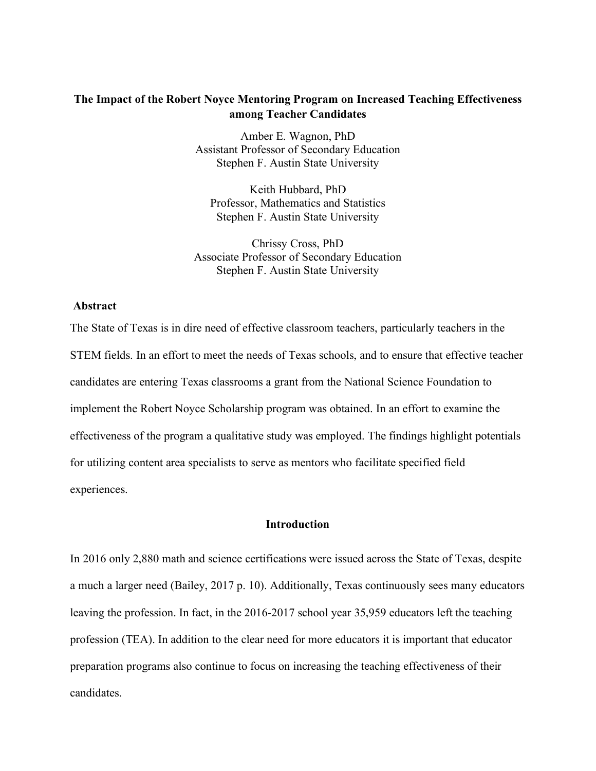# The Impact of the Robert Noyce Mentoring Program on Increased Teaching Effectiveness among Teacher Candidates

Amber E. Wagnon, PhD
Assistant Professor of Secondary Education
Stephen F. Austin State University

Keith Hubbard, PhD
Professor, Mathematics and Statistics
Stephen F. Austin State University

Chrissy Cross, PhD
Associate Professor of Secondary Education
Stephen F. Austin State University

## Abstract

The State of Texas is in dire need of effective classroom teachers, particularly teachers in the STEM fields. In an effort to meet the needs of Texas schools, and to ensure that effective teacher candidates are entering Texas classrooms a grant from the National Science Foundation to implement the Robert Noyce Scholarship program was obtained. In an effort to examine the effectiveness of the program a qualitative study was employed. The findings highlight potentials for utilizing content area specialists to serve as mentors who facilitate specified field experiences.

## Introduction

In 2016 only 2,880 math and science certifications were issued across the State of Texas, despite a much a larger need (Bailey, 2017 p. 10). Additionally, Texas continuously sees many educators leaving the profession. In fact, in the 2016-2017 school year 35,959 educators left the teaching profession (TEA). In addition to the clear need for more educators it is important that educator preparation programs also continue to focus on increasing the teaching effectiveness of their candidates.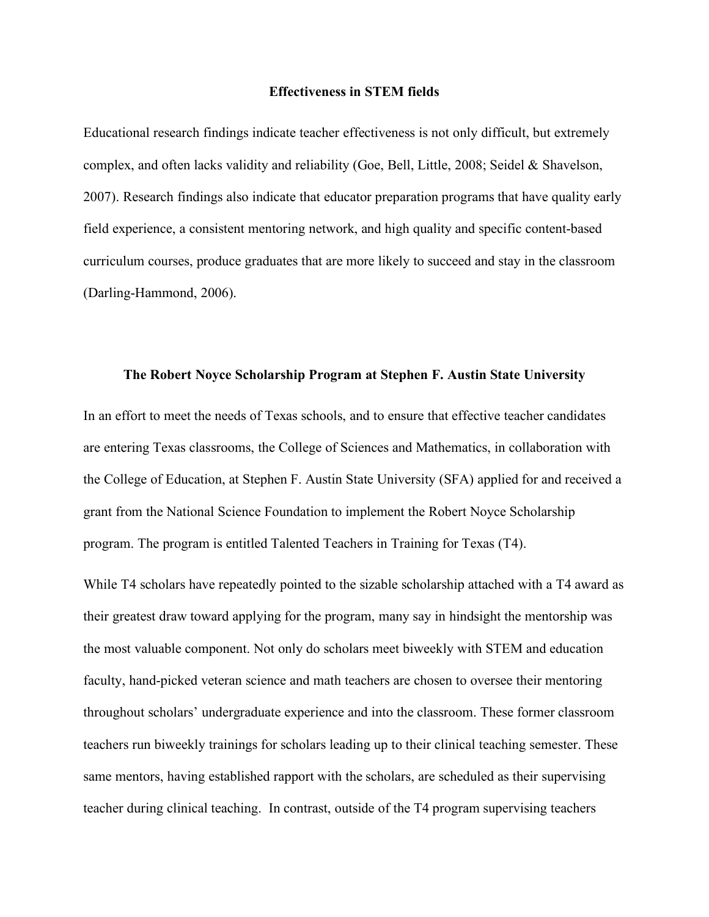## Effectiveness in STEM fields

Educational research findings indicate teacher effectiveness is not only difficult, but extremely complex, and often lacks validity and reliability (Goe, Bell, Little, 2008; Seidel & Shavelson, 2007). Research findings also indicate that educator preparation programs that have quality early field experience, a consistent mentoring network, and high quality and specific content-based curriculum courses, produce graduates that are more likely to succeed and stay in the classroom (Darling-Hammond, 2006).

## The Robert Noyce Scholarship Program at Stephen F. Austin State University

In an effort to meet the needs of Texas schools, and to ensure that effective teacher candidates are entering Texas classrooms, the College of Sciences and Mathematics, in collaboration with the College of Education, at Stephen F. Austin State University (SFA) applied for and received a grant from the National Science Foundation to implement the Robert Noyce Scholarship program. The program is entitled Talented Teachers in Training for Texas (T4).

While T4 scholars have repeatedly pointed to the sizable scholarship attached with a T4 award as their greatest draw toward applying for the program, many say in hindsight the mentorship was the most valuable component. Not only do scholars meet biweekly with STEM and education faculty, hand-picked veteran science and math teachers are chosen to oversee their mentoring throughout scholars' undergraduate experience and into the classroom. These former classroom teachers run biweekly trainings for scholars leading up to their clinical teaching semester. These same mentors, having established rapport with the scholars, are scheduled as their supervising teacher during clinical teaching. In contrast, outside of the T4 program supervising teachers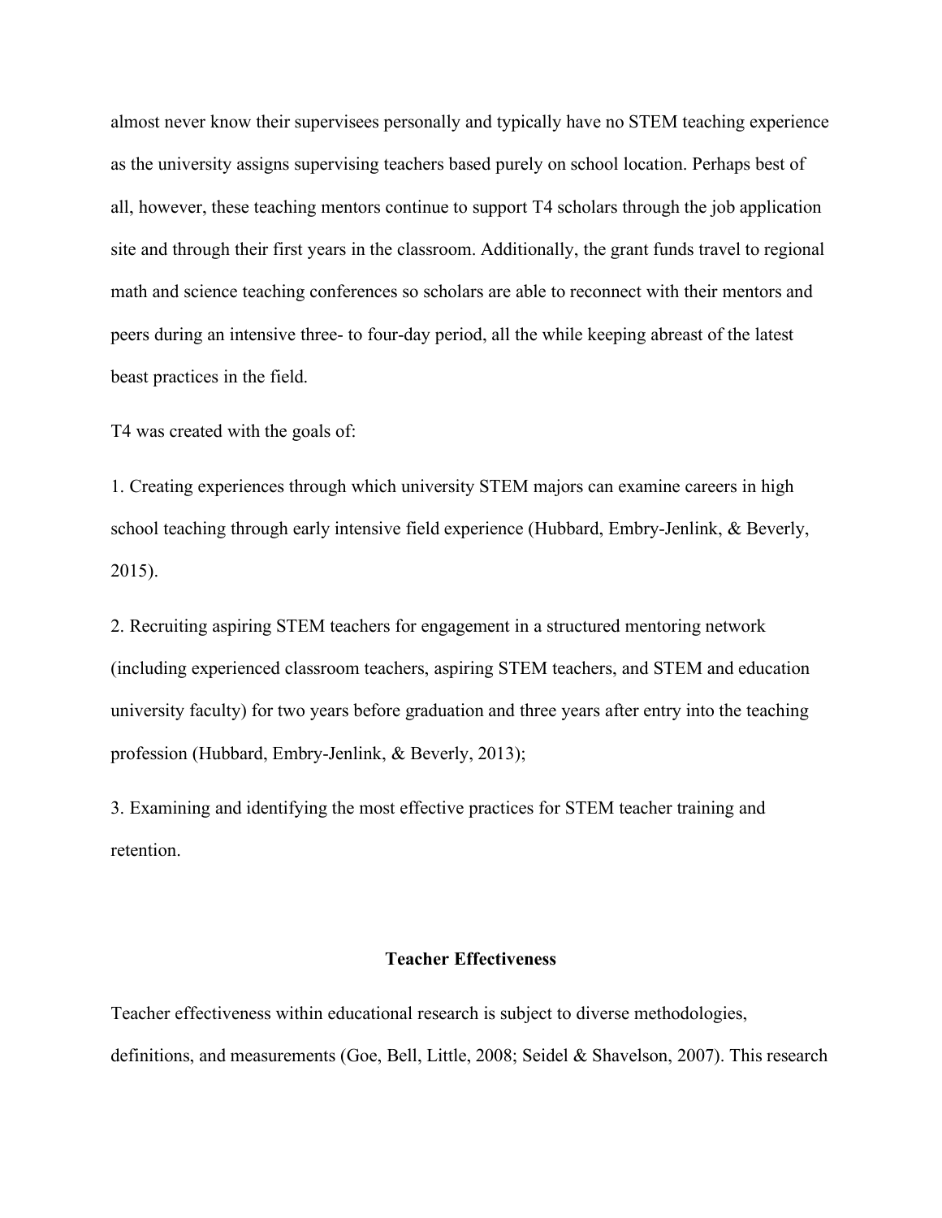almost never know their supervisees personally and typically have no STEM teaching experience as the university assigns supervising teachers based purely on school location. Perhaps best of all, however, these teaching mentors continue to support T4 scholars through the job application site and through their first years in the classroom. Additionally, the grant funds travel to regional math and science teaching conferences so scholars are able to reconnect with their mentors and peers during an intensive three- to four-day period, all the while keeping abreast of the latest beast practices in the field.

T4 was created with the goals of:

1. Creating experiences through which university STEM majors can examine careers in high school teaching through early intensive field experience (Hubbard, Embry-Jenlink, & Beverly, 2015).

2. Recruiting aspiring STEM teachers for engagement in a structured mentoring network (including experienced classroom teachers, aspiring STEM teachers, and STEM and education university faculty) for two years before graduation and three years after entry into the teaching profession (Hubbard, Embry-Jenlink, & Beverly, 2013);

3. Examining and identifying the most effective practices for STEM teacher training and retention.

## Teacher Effectiveness

Teacher effectiveness within educational research is subject to diverse methodologies, definitions, and measurements (Goe, Bell, Little, 2008; Seidel & Shavelson, 2007). This research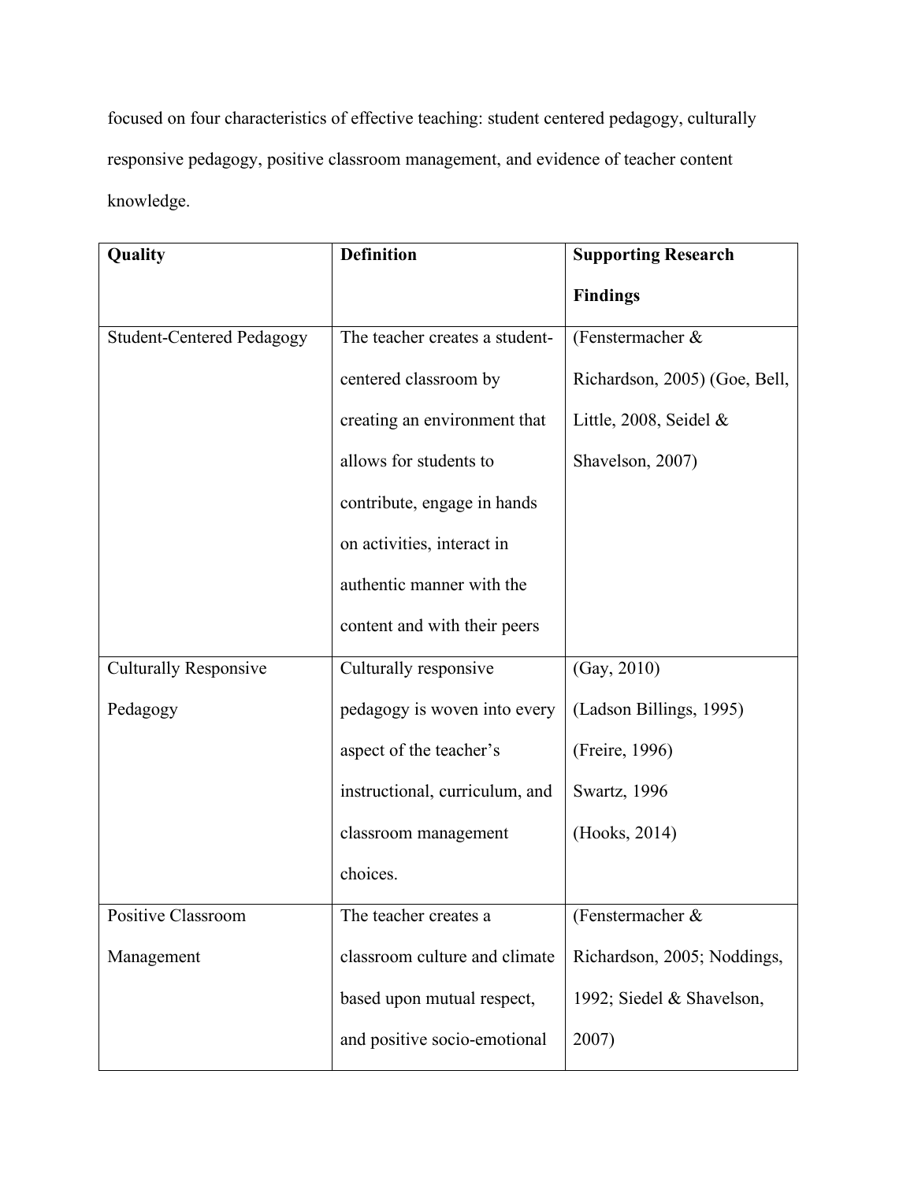focused on four characteristics of effective teaching: student centered pedagogy, culturally responsive pedagogy, positive classroom management, and evidence of teacher content knowledge.

| **Quality** | **Definition** | **Supporting Research Findings** |
|---|---|---|
| Student-Centered Pedagogy | The teacher creates a student-centered classroom by creating an environment that allows for students to contribute, engage in hands on activities, interact in authentic manner with the content and with their peers | (Fenstermacher & Richardson, 2005) (Goe, Bell, Little, 2008, Seidel & Shavelson, 2007) |
| Culturally Responsive Pedagogy | Culturally responsive pedagogy is woven into every aspect of the teacher's instructional, curriculum, and classroom management choices. | (Gay, 2010)<br>(Ladson Billings, 1995)<br>(Freire, 1996)<br>Swartz, 1996<br>(Hooks, 2014) |
| Positive Classroom Management | The teacher creates a classroom culture and climate based upon mutual respect, and positive socio-emotional | (Fenstermacher & Richardson, 2005; Noddings, 1992; Siedel & Shavelson, 2007) |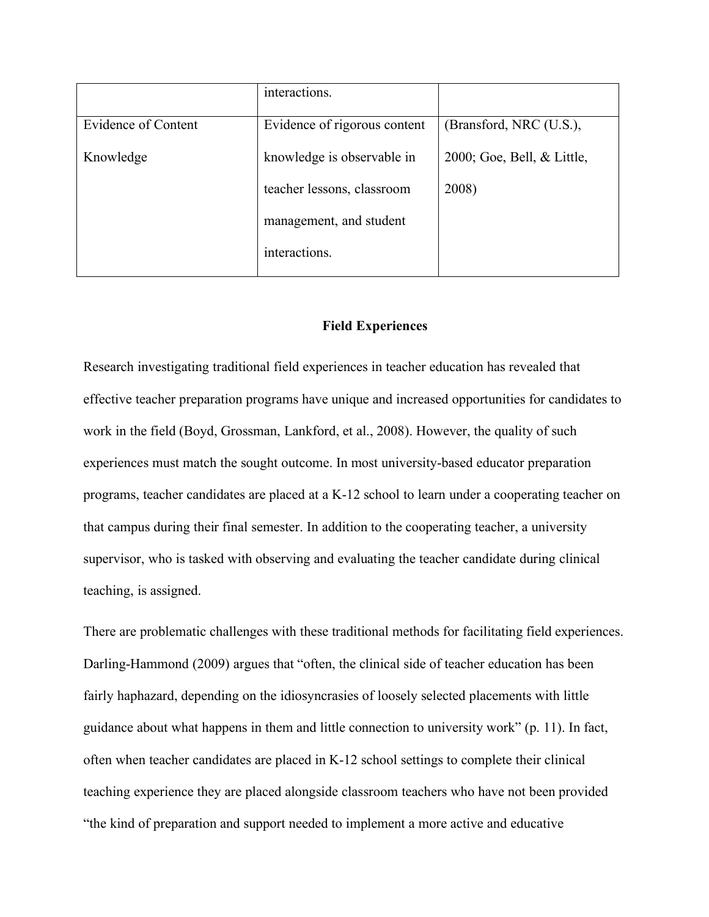| | | |
|---|---|---|
| | interactions. | |
| Evidence of Content Knowledge | Evidence of rigorous content knowledge is observable in teacher lessons, classroom management, and student interactions. | (Bransford, NRC (U.S.), 2000; Goe, Bell, & Little, 2008) |

## Field Experiences

Research investigating traditional field experiences in teacher education has revealed that effective teacher preparation programs have unique and increased opportunities for candidates to work in the field (Boyd, Grossman, Lankford, et al., 2008). However, the quality of such experiences must match the sought outcome. In most university-based educator preparation programs, teacher candidates are placed at a K-12 school to learn under a cooperating teacher on that campus during their final semester. In addition to the cooperating teacher, a university supervisor, who is tasked with observing and evaluating the teacher candidate during clinical teaching, is assigned.

There are problematic challenges with these traditional methods for facilitating field experiences. Darling-Hammond (2009) argues that "often, the clinical side of teacher education has been fairly haphazard, depending on the idiosyncrasies of loosely selected placements with little guidance about what happens in them and little connection to university work" (p. 11). In fact, often when teacher candidates are placed in K-12 school settings to complete their clinical teaching experience they are placed alongside classroom teachers who have not been provided "the kind of preparation and support needed to implement a more active and educative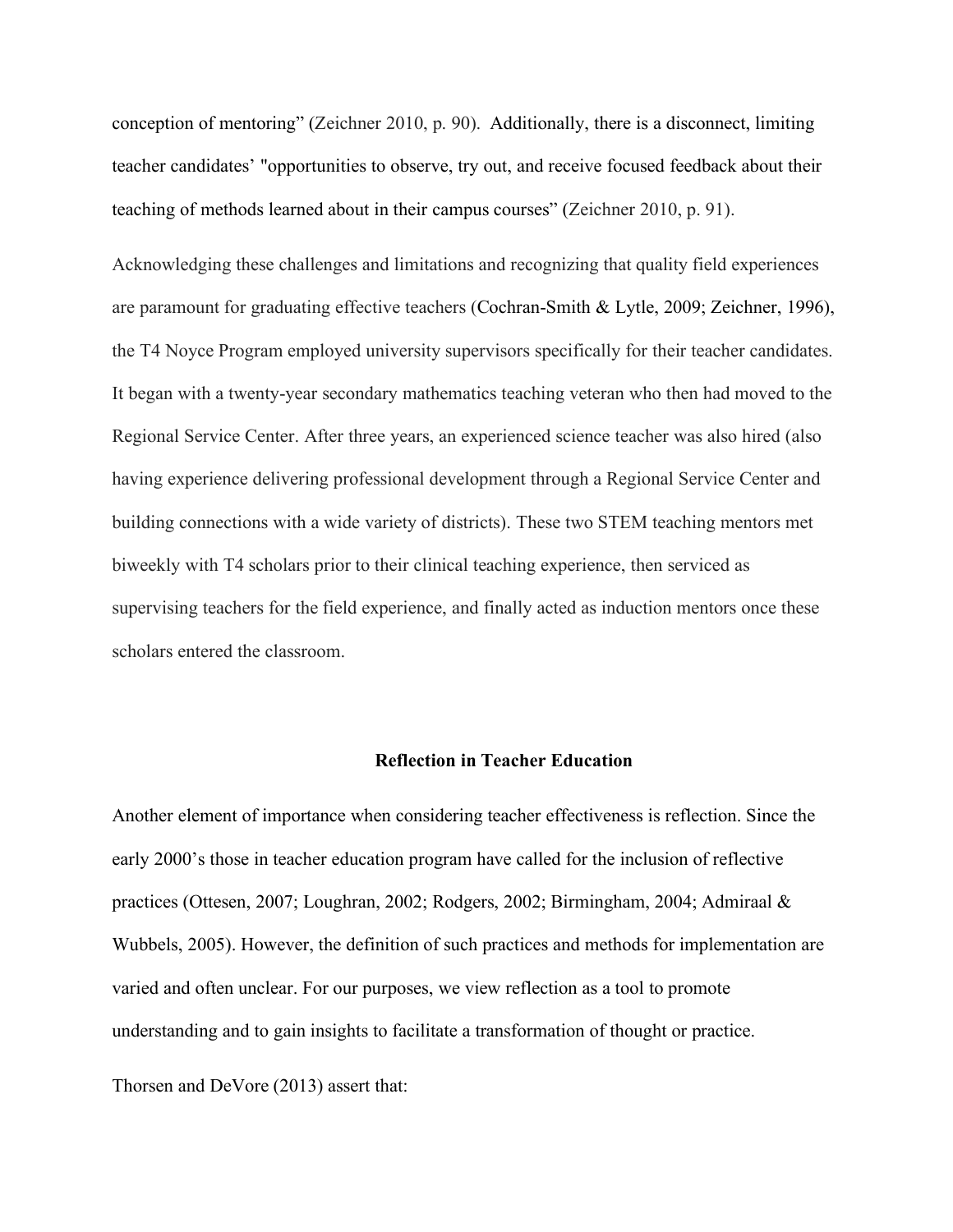conception of mentoring" (Zeichner 2010, p. 90). Additionally, there is a disconnect, limiting teacher candidates' "opportunities to observe, try out, and receive focused feedback about their teaching of methods learned about in their campus courses" (Zeichner 2010, p. 91).

Acknowledging these challenges and limitations and recognizing that quality field experiences are paramount for graduating effective teachers (Cochran-Smith & Lytle, 2009; Zeichner, 1996), the T4 Noyce Program employed university supervisors specifically for their teacher candidates. It began with a twenty-year secondary mathematics teaching veteran who then had moved to the Regional Service Center. After three years, an experienced science teacher was also hired (also having experience delivering professional development through a Regional Service Center and building connections with a wide variety of districts). These two STEM teaching mentors met biweekly with T4 scholars prior to their clinical teaching experience, then serviced as supervising teachers for the field experience, and finally acted as induction mentors once these scholars entered the classroom.

## Reflection in Teacher Education

Another element of importance when considering teacher effectiveness is reflection. Since the early 2000's those in teacher education program have called for the inclusion of reflective practices (Ottesen, 2007; Loughran, 2002; Rodgers, 2002; Birmingham, 2004; Admiraal & Wubbels, 2005). However, the definition of such practices and methods for implementation are varied and often unclear. For our purposes, we view reflection as a tool to promote understanding and to gain insights to facilitate a transformation of thought or practice.

Thorsen and DeVore (2013) assert that: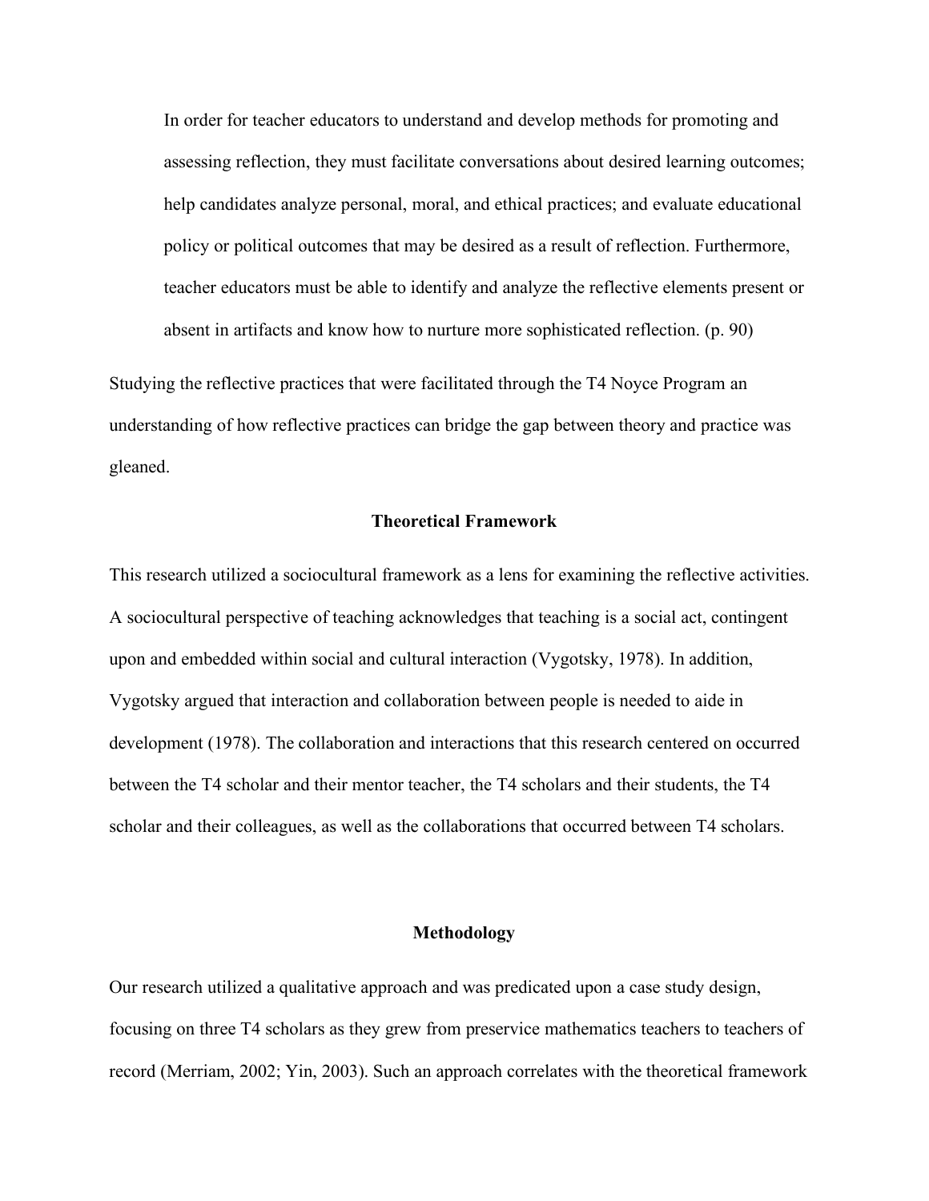> In order for teacher educators to understand and develop methods for promoting and assessing reflection, they must facilitate conversations about desired learning outcomes; help candidates analyze personal, moral, and ethical practices; and evaluate educational policy or political outcomes that may be desired as a result of reflection. Furthermore, teacher educators must be able to identify and analyze the reflective elements present or absent in artifacts and know how to nurture more sophisticated reflection. (p. 90)

Studying the reflective practices that were facilitated through the T4 Noyce Program an understanding of how reflective practices can bridge the gap between theory and practice was gleaned.

## Theoretical Framework

This research utilized a sociocultural framework as a lens for examining the reflective activities. A sociocultural perspective of teaching acknowledges that teaching is a social act, contingent upon and embedded within social and cultural interaction (Vygotsky, 1978). In addition, Vygotsky argued that interaction and collaboration between people is needed to aide in development (1978). The collaboration and interactions that this research centered on occurred between the T4 scholar and their mentor teacher, the T4 scholars and their students, the T4 scholar and their colleagues, as well as the collaborations that occurred between T4 scholars.

## Methodology

Our research utilized a qualitative approach and was predicated upon a case study design, focusing on three T4 scholars as they grew from preservice mathematics teachers to teachers of record (Merriam, 2002; Yin, 2003). Such an approach correlates with the theoretical framework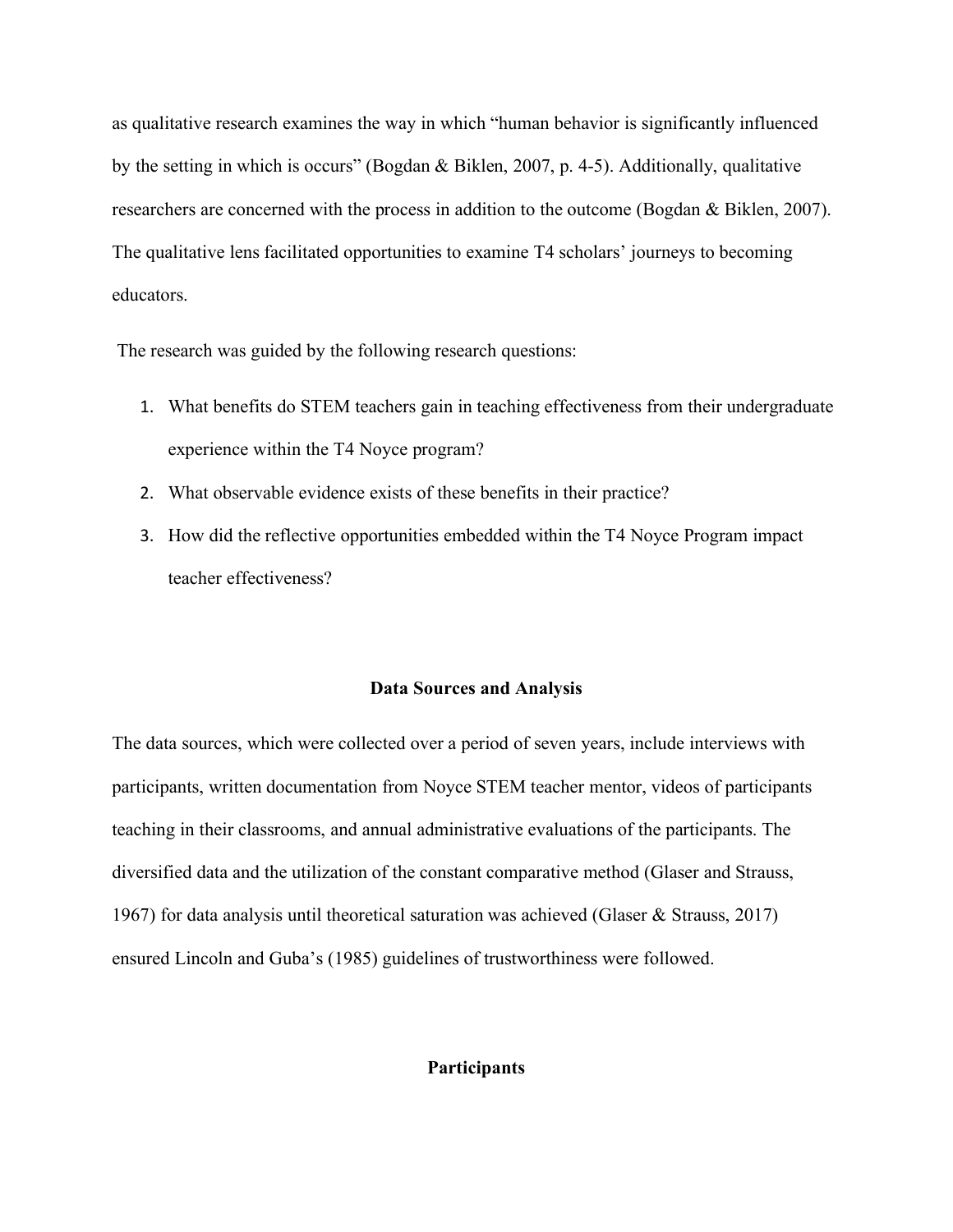as qualitative research examines the way in which "human behavior is significantly influenced by the setting in which is occurs" (Bogdan & Biklen, 2007, p. 4-5). Additionally, qualitative researchers are concerned with the process in addition to the outcome (Bogdan & Biklen, 2007). The qualitative lens facilitated opportunities to examine T4 scholars' journeys to becoming educators.

The research was guided by the following research questions:

1. What benefits do STEM teachers gain in teaching effectiveness from their undergraduate experience within the T4 Noyce program?
2. What observable evidence exists of these benefits in their practice?
3. How did the reflective opportunities embedded within the T4 Noyce Program impact teacher effectiveness?

## Data Sources and Analysis

The data sources, which were collected over a period of seven years, include interviews with participants, written documentation from Noyce STEM teacher mentor, videos of participants teaching in their classrooms, and annual administrative evaluations of the participants. The diversified data and the utilization of the constant comparative method (Glaser and Strauss, 1967) for data analysis until theoretical saturation was achieved (Glaser & Strauss, 2017) ensured Lincoln and Guba's (1985) guidelines of trustworthiness were followed.

## Participants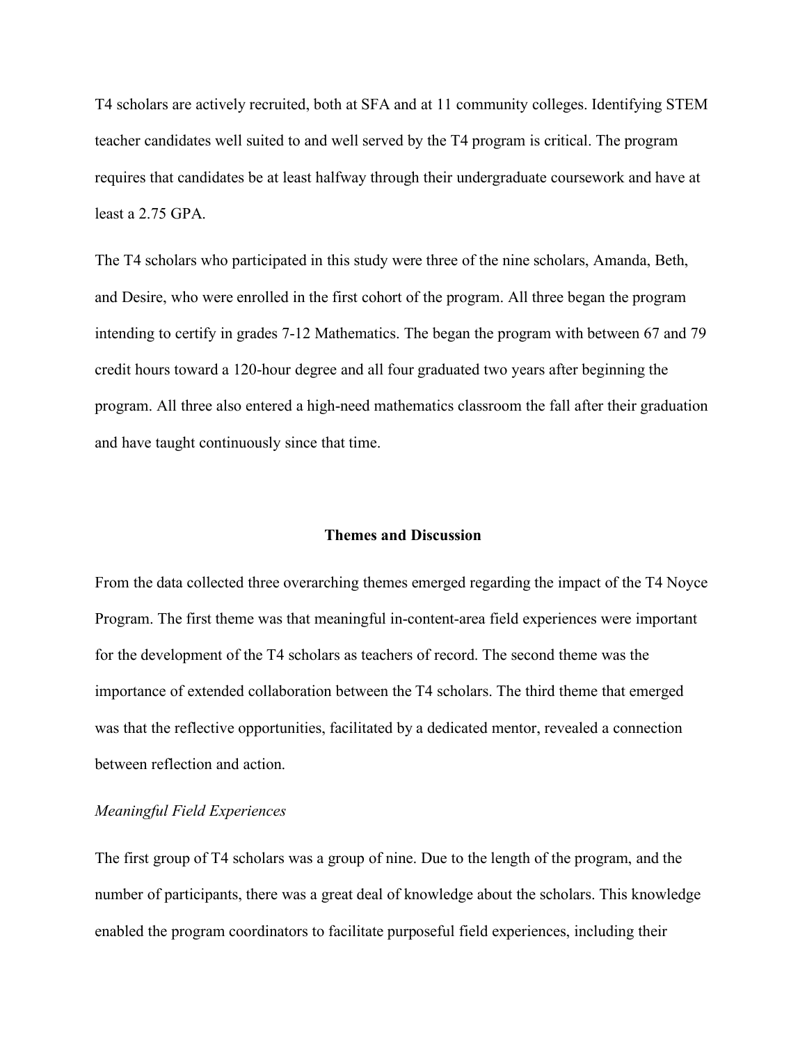T4 scholars are actively recruited, both at SFA and at 11 community colleges. Identifying STEM teacher candidates well suited to and well served by the T4 program is critical. The program requires that candidates be at least halfway through their undergraduate coursework and have at least a 2.75 GPA.

The T4 scholars who participated in this study were three of the nine scholars, Amanda, Beth, and Desire, who were enrolled in the first cohort of the program. All three began the program intending to certify in grades 7-12 Mathematics. The began the program with between 67 and 79 credit hours toward a 120-hour degree and all four graduated two years after beginning the program. All three also entered a high-need mathematics classroom the fall after their graduation and have taught continuously since that time.

## Themes and Discussion

From the data collected three overarching themes emerged regarding the impact of the T4 Noyce Program. The first theme was that meaningful in-content-area field experiences were important for the development of the T4 scholars as teachers of record. The second theme was the importance of extended collaboration between the T4 scholars. The third theme that emerged was that the reflective opportunities, facilitated by a dedicated mentor, revealed a connection between reflection and action.

### *Meaningful Field Experiences*

The first group of T4 scholars was a group of nine. Due to the length of the program, and the number of participants, there was a great deal of knowledge about the scholars. This knowledge enabled the program coordinators to facilitate purposeful field experiences, including their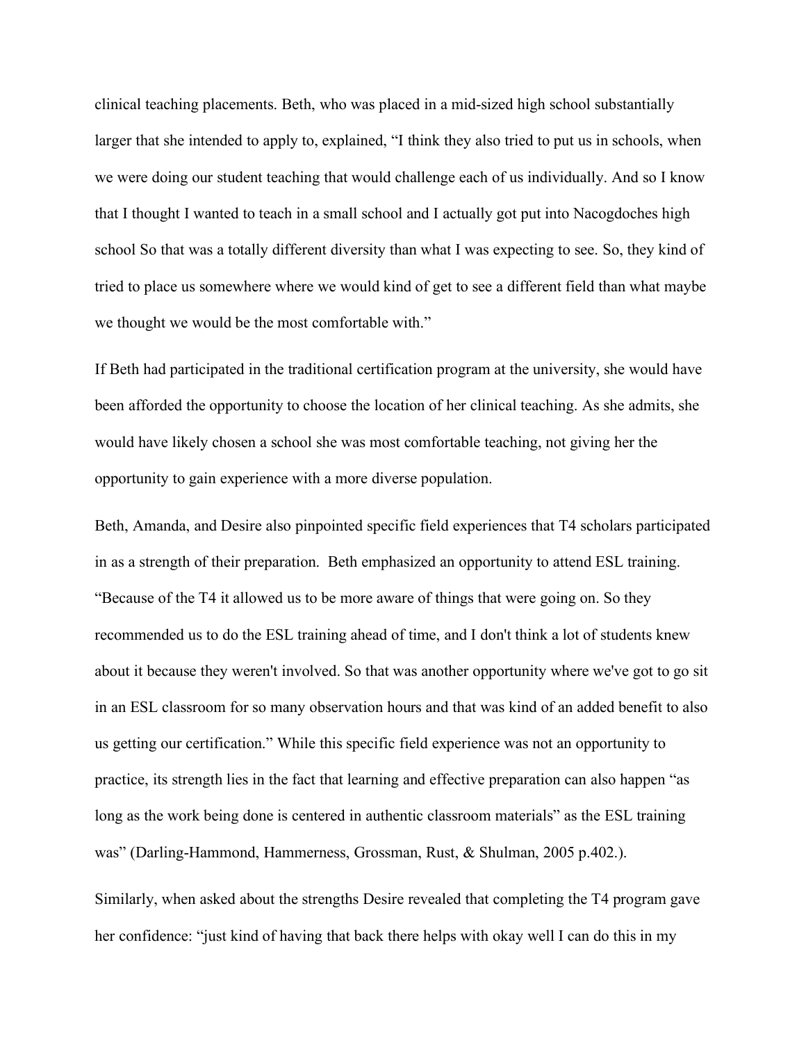clinical teaching placements. Beth, who was placed in a mid-sized high school substantially larger that she intended to apply to, explained, "I think they also tried to put us in schools, when we were doing our student teaching that would challenge each of us individually. And so I know that I thought I wanted to teach in a small school and I actually got put into Nacogdoches high school So that was a totally different diversity than what I was expecting to see. So, they kind of tried to place us somewhere where we would kind of get to see a different field than what maybe we thought we would be the most comfortable with."

If Beth had participated in the traditional certification program at the university, she would have been afforded the opportunity to choose the location of her clinical teaching. As she admits, she would have likely chosen a school she was most comfortable teaching, not giving her the opportunity to gain experience with a more diverse population.

Beth, Amanda, and Desire also pinpointed specific field experiences that T4 scholars participated in as a strength of their preparation. Beth emphasized an opportunity to attend ESL training. "Because of the T4 it allowed us to be more aware of things that were going on. So they recommended us to do the ESL training ahead of time, and I don't think a lot of students knew about it because they weren't involved. So that was another opportunity where we've got to go sit in an ESL classroom for so many observation hours and that was kind of an added benefit to also us getting our certification." While this specific field experience was not an opportunity to practice, its strength lies in the fact that learning and effective preparation can also happen "as long as the work being done is centered in authentic classroom materials" as the ESL training was" (Darling-Hammond, Hammerness, Grossman, Rust, & Shulman, 2005 p.402.).

Similarly, when asked about the strengths Desire revealed that completing the T4 program gave her confidence: "just kind of having that back there helps with okay well I can do this in my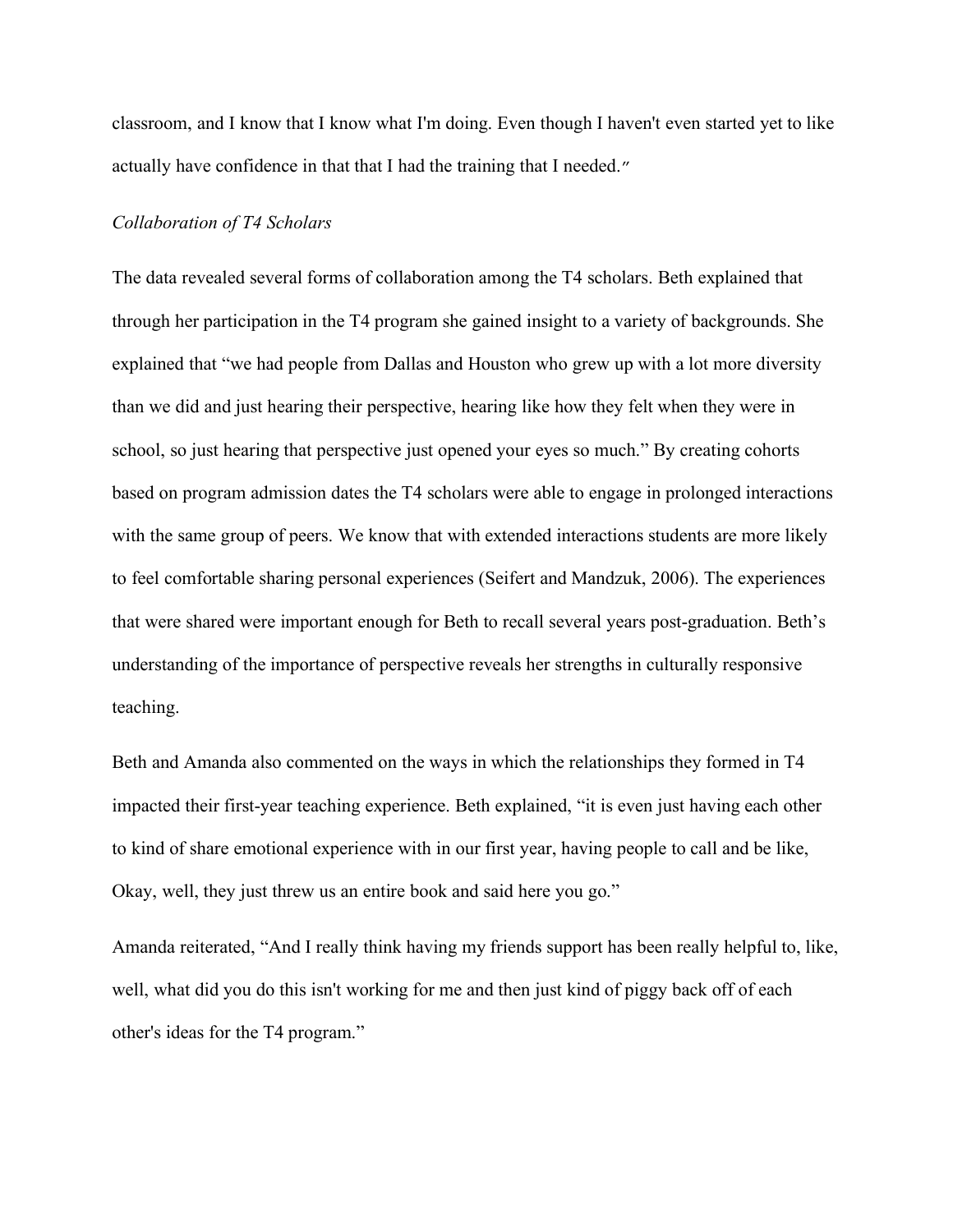classroom, and I know that I know what I'm doing. Even though I haven't even started yet to like actually have confidence in that that I had the training that I needed."

*Collaboration of T4 Scholars*

The data revealed several forms of collaboration among the T4 scholars. Beth explained that through her participation in the T4 program she gained insight to a variety of backgrounds. She explained that "we had people from Dallas and Houston who grew up with a lot more diversity than we did and just hearing their perspective, hearing like how they felt when they were in school, so just hearing that perspective just opened your eyes so much." By creating cohorts based on program admission dates the T4 scholars were able to engage in prolonged interactions with the same group of peers. We know that with extended interactions students are more likely to feel comfortable sharing personal experiences (Seifert and Mandzuk, 2006). The experiences that were shared were important enough for Beth to recall several years post-graduation. Beth's understanding of the importance of perspective reveals her strengths in culturally responsive teaching.

Beth and Amanda also commented on the ways in which the relationships they formed in T4 impacted their first-year teaching experience. Beth explained, "it is even just having each other to kind of share emotional experience with in our first year, having people to call and be like, Okay, well, they just threw us an entire book and said here you go."

Amanda reiterated, "And I really think having my friends support has been really helpful to, like, well, what did you do this isn't working for me and then just kind of piggy back off of each other's ideas for the T4 program."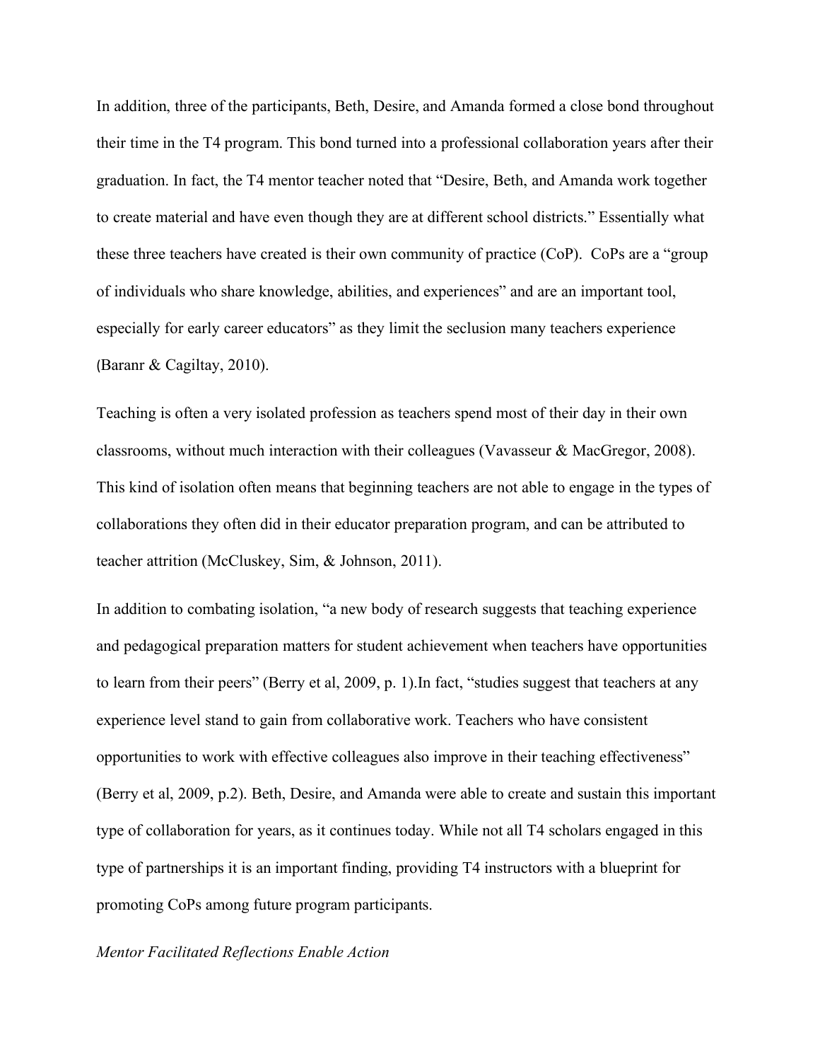In addition, three of the participants, Beth, Desire, and Amanda formed a close bond throughout their time in the T4 program. This bond turned into a professional collaboration years after their graduation. In fact, the T4 mentor teacher noted that "Desire, Beth, and Amanda work together to create material and have even though they are at different school districts." Essentially what these three teachers have created is their own community of practice (CoP). CoPs are a "group of individuals who share knowledge, abilities, and experiences" and are an important tool, especially for early career educators" as they limit the seclusion many teachers experience (Baranr & Cagiltay, 2010).

Teaching is often a very isolated profession as teachers spend most of their day in their own classrooms, without much interaction with their colleagues (Vavasseur & MacGregor, 2008). This kind of isolation often means that beginning teachers are not able to engage in the types of collaborations they often did in their educator preparation program, and can be attributed to teacher attrition (McCluskey, Sim, & Johnson, 2011).

In addition to combating isolation, "a new body of research suggests that teaching experience and pedagogical preparation matters for student achievement when teachers have opportunities to learn from their peers" (Berry et al, 2009, p. 1).In fact, "studies suggest that teachers at any experience level stand to gain from collaborative work. Teachers who have consistent opportunities to work with effective colleagues also improve in their teaching effectiveness" (Berry et al, 2009, p.2). Beth, Desire, and Amanda were able to create and sustain this important type of collaboration for years, as it continues today. While not all T4 scholars engaged in this type of partnerships it is an important finding, providing T4 instructors with a blueprint for promoting CoPs among future program participants.

*Mentor Facilitated Reflections Enable Action*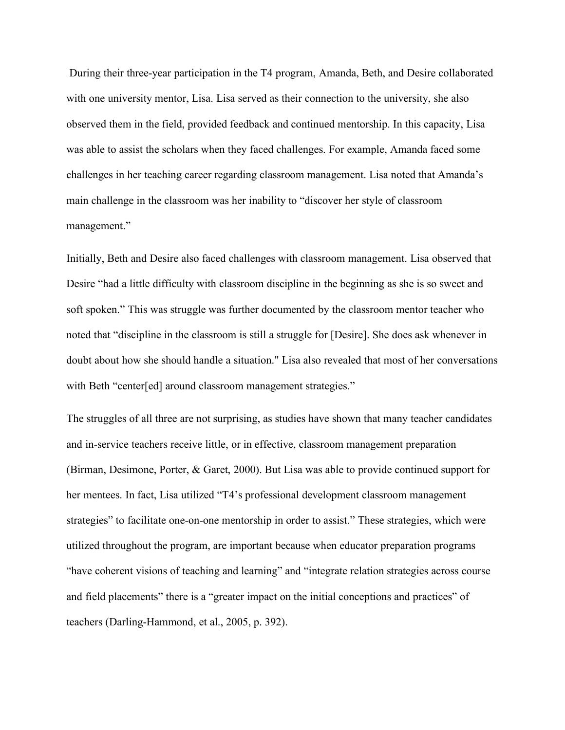During their three-year participation in the T4 program, Amanda, Beth, and Desire collaborated with one university mentor, Lisa. Lisa served as their connection to the university, she also observed them in the field, provided feedback and continued mentorship. In this capacity, Lisa was able to assist the scholars when they faced challenges. For example, Amanda faced some challenges in her teaching career regarding classroom management. Lisa noted that Amanda's main challenge in the classroom was her inability to "discover her style of classroom management."

Initially, Beth and Desire also faced challenges with classroom management. Lisa observed that Desire "had a little difficulty with classroom discipline in the beginning as she is so sweet and soft spoken." This was struggle was further documented by the classroom mentor teacher who noted that "discipline in the classroom is still a struggle for [Desire]. She does ask whenever in doubt about how she should handle a situation." Lisa also revealed that most of her conversations with Beth "center[ed] around classroom management strategies."

The struggles of all three are not surprising, as studies have shown that many teacher candidates and in-service teachers receive little, or in effective, classroom management preparation (Birman, Desimone, Porter, & Garet, 2000). But Lisa was able to provide continued support for her mentees. In fact, Lisa utilized "T4's professional development classroom management strategies" to facilitate one-on-one mentorship in order to assist." These strategies, which were utilized throughout the program, are important because when educator preparation programs "have coherent visions of teaching and learning" and "integrate relation strategies across course and field placements" there is a "greater impact on the initial conceptions and practices" of teachers (Darling-Hammond, et al., 2005, p. 392).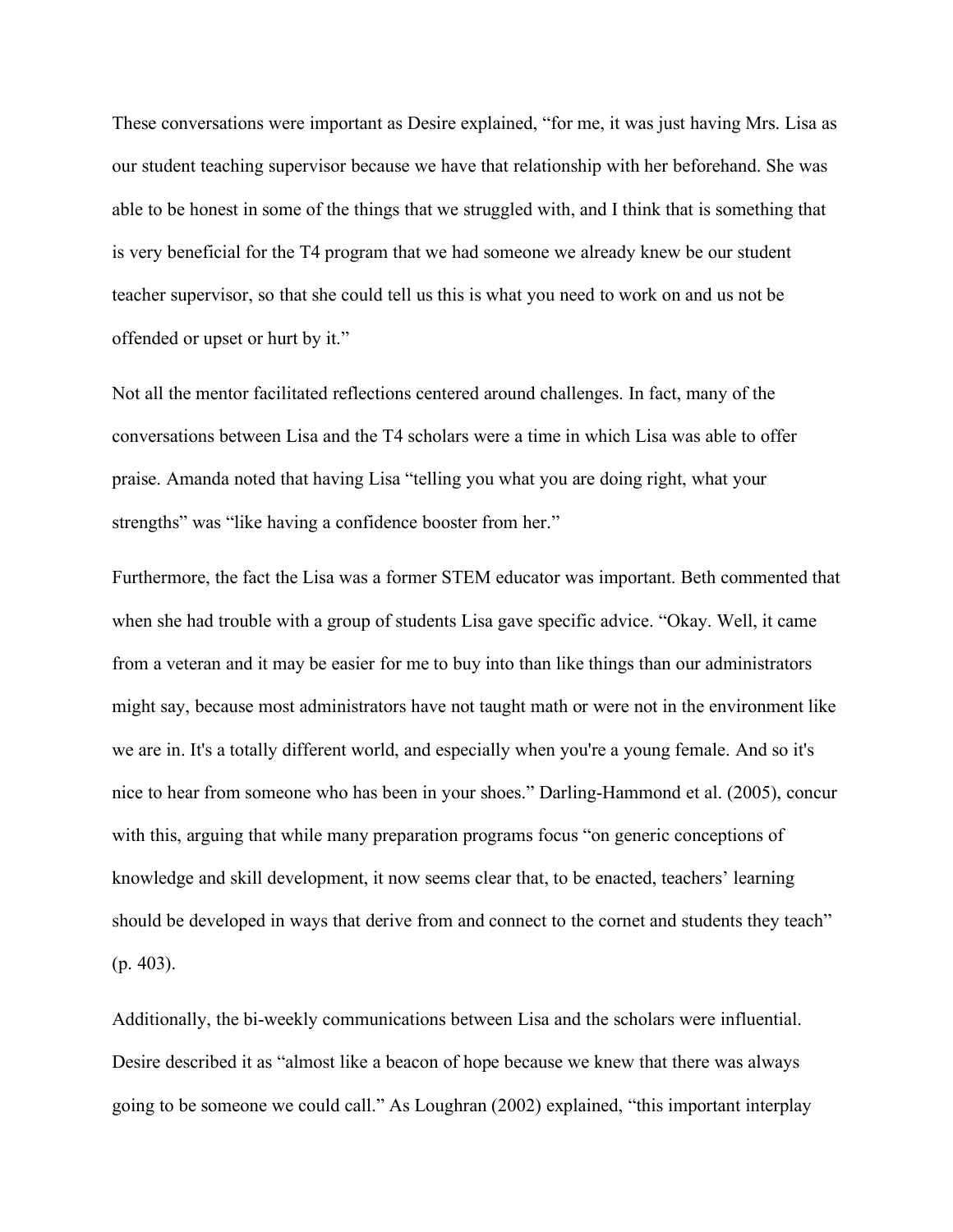These conversations were important as Desire explained, “for me, it was just having Mrs. Lisa as our student teaching supervisor because we have that relationship with her beforehand. She was able to be honest in some of the things that we struggled with, and I think that is something that is very beneficial for the T4 program that we had someone we already knew be our student teacher supervisor, so that she could tell us this is what you need to work on and us not be offended or upset or hurt by it.”

Not all the mentor facilitated reflections centered around challenges. In fact, many of the conversations between Lisa and the T4 scholars were a time in which Lisa was able to offer praise. Amanda noted that having Lisa “telling you what you are doing right, what your strengths” was “like having a confidence booster from her.”

Furthermore, the fact the Lisa was a former STEM educator was important. Beth commented that when she had trouble with a group of students Lisa gave specific advice. “Okay. Well, it came from a veteran and it may be easier for me to buy into than like things than our administrators might say, because most administrators have not taught math or were not in the environment like we are in. It's a totally different world, and especially when you're a young female. And so it's nice to hear from someone who has been in your shoes.” Darling-Hammond et al. (2005), concur with this, arguing that while many preparation programs focus “on generic conceptions of knowledge and skill development, it now seems clear that, to be enacted, teachers’ learning should be developed in ways that derive from and connect to the cornet and students they teach” (p. 403).

Additionally, the bi-weekly communications between Lisa and the scholars were influential. Desire described it as “almost like a beacon of hope because we knew that there was always going to be someone we could call.” As Loughran (2002) explained, “this important interplay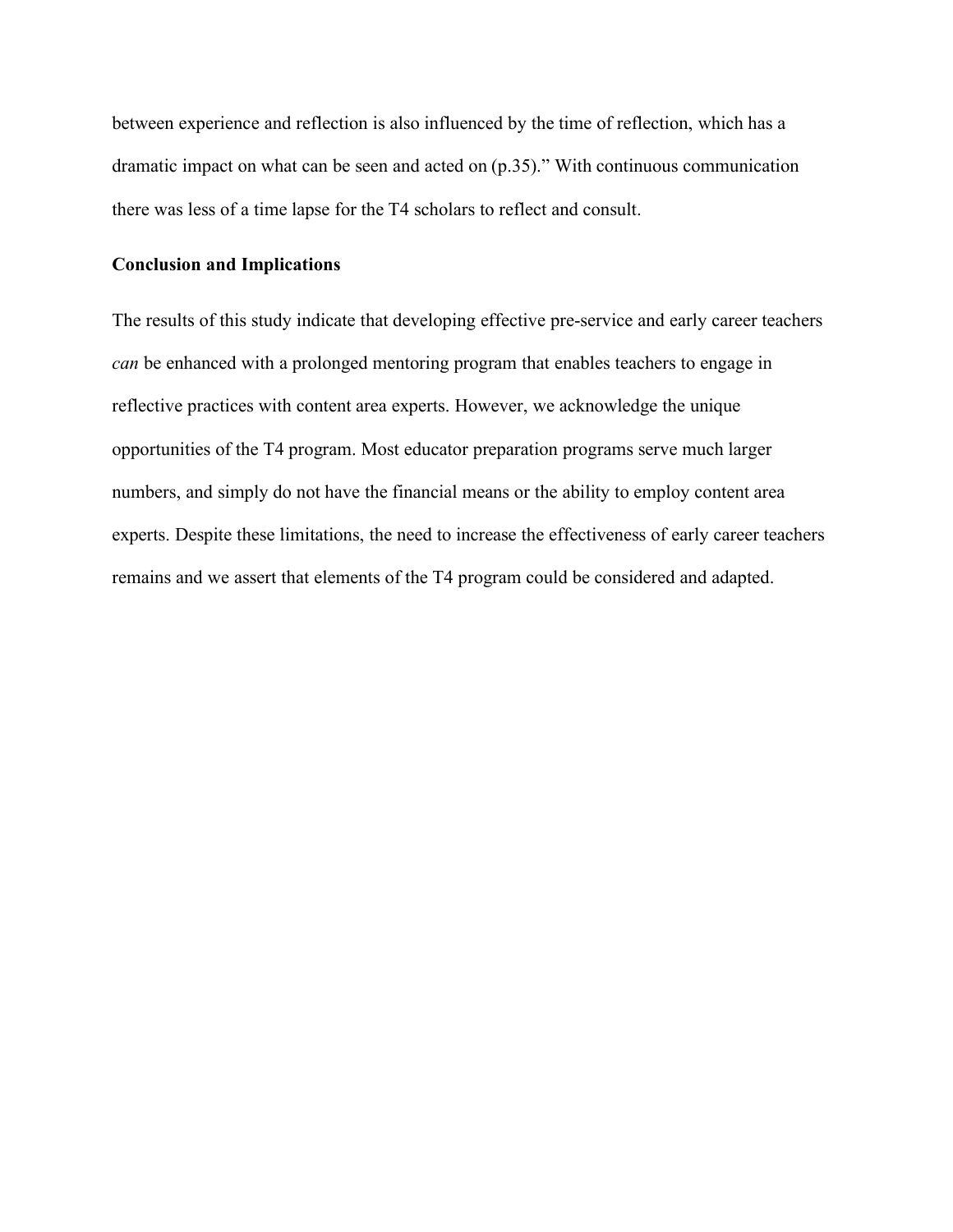between experience and reflection is also influenced by the time of reflection, which has a dramatic impact on what can be seen and acted on (p.35)." With continuous communication there was less of a time lapse for the T4 scholars to reflect and consult.

## Conclusion and Implications

The results of this study indicate that developing effective pre-service and early career teachers *can* be enhanced with a prolonged mentoring program that enables teachers to engage in reflective practices with content area experts. However, we acknowledge the unique opportunities of the T4 program. Most educator preparation programs serve much larger numbers, and simply do not have the financial means or the ability to employ content area experts. Despite these limitations, the need to increase the effectiveness of early career teachers remains and we assert that elements of the T4 program could be considered and adapted.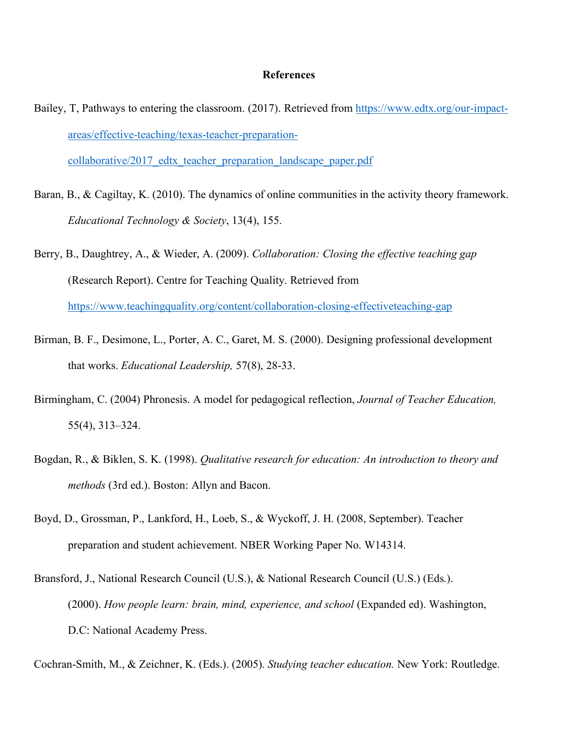# References

Bailey, T, Pathways to entering the classroom. (2017). Retrieved from [https://www.edtx.org/our-impact-areas/effective-teaching/texas-teacher-preparation-collaborative/2017_edtx_teacher_preparation_landscape_paper.pdf](https://www.edtx.org/our-impact-areas/effective-teaching/texas-teacher-preparation-collaborative/2017_edtx_teacher_preparation_landscape_paper.pdf)

Baran, B., & Cagiltay, K. (2010). The dynamics of online communities in the activity theory framework. *Educational Technology & Society*, 13(4), 155.

Berry, B., Daughtrey, A., & Wieder, A. (2009). *Collaboration: Closing the effective teaching gap* (Research Report). Centre for Teaching Quality. Retrieved from [https://www.teachingquality.org/content/collaboration-closing-effectiveteaching-gap](https://www.teachingquality.org/content/collaboration-closing-effectiveteaching-gap)

Birman, B. F., Desimone, L., Porter, A. C., Garet, M. S. (2000). Designing professional development that works. *Educational Leadership,* 57(8), 28-33.

Birmingham, C. (2004) Phronesis. A model for pedagogical reflection, *Journal of Teacher Education,* 55(4), 313–324.

Bogdan, R., & Biklen, S. K. (1998). *Qualitative research for education: An introduction to theory and methods* (3rd ed.). Boston: Allyn and Bacon.

Boyd, D., Grossman, P., Lankford, H., Loeb, S., & Wyckoff, J. H. (2008, September). Teacher preparation and student achievement. NBER Working Paper No. W14314.

Bransford, J., National Research Council (U.S.), & National Research Council (U.S.) (Eds.). (2000). *How people learn: brain, mind, experience, and school* (Expanded ed). Washington, D.C: National Academy Press.

Cochran-Smith, M., & Zeichner, K. (Eds.). (2005). *Studying teacher education.* New York: Routledge.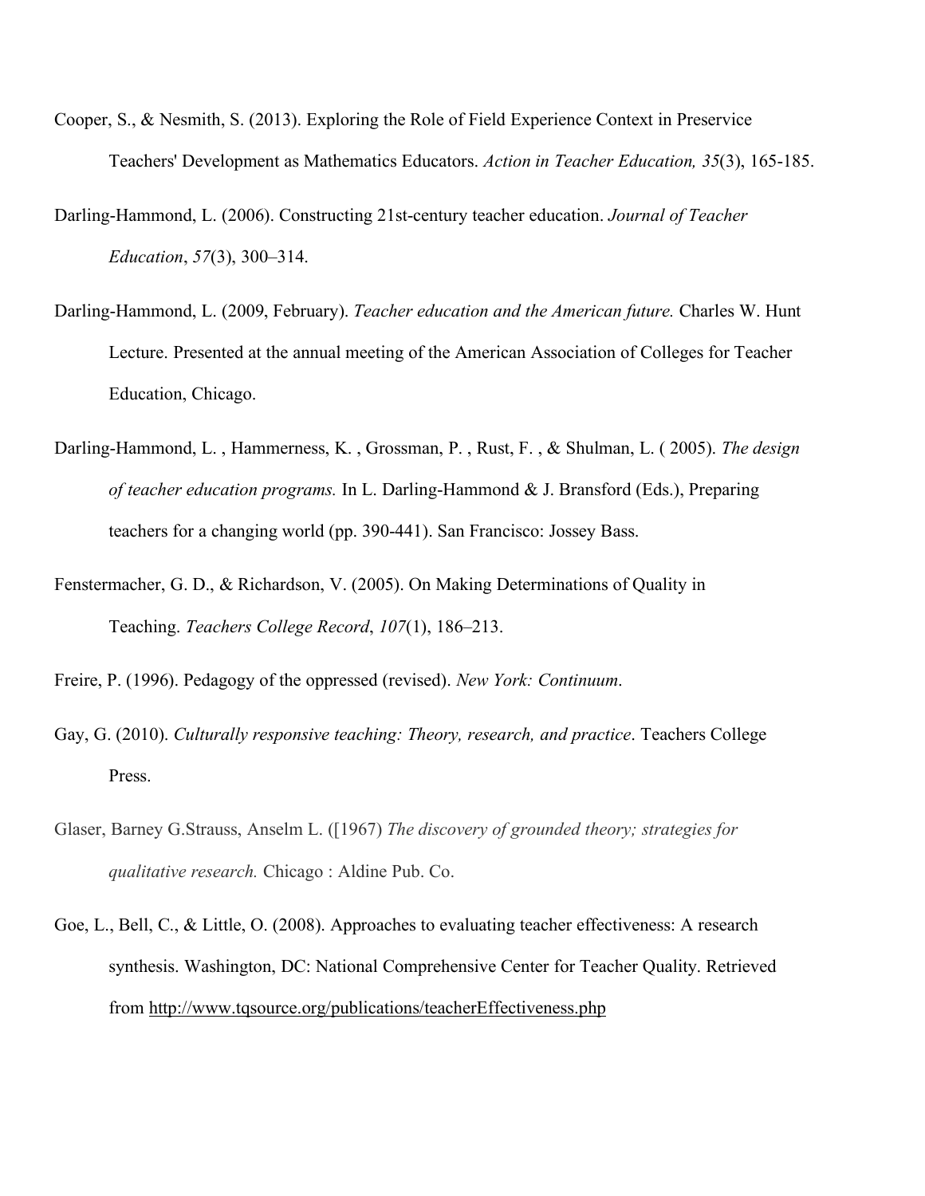Cooper, S., & Nesmith, S. (2013). Exploring the Role of Field Experience Context in Preservice Teachers' Development as Mathematics Educators. *Action in Teacher Education, 35*(3), 165-185.

Darling-Hammond, L. (2006). Constructing 21st-century teacher education. *Journal of Teacher Education*, *57*(3), 300–314.

Darling-Hammond, L. (2009, February). *Teacher education and the American future.* Charles W. Hunt Lecture. Presented at the annual meeting of the American Association of Colleges for Teacher Education, Chicago.

Darling-Hammond, L. , Hammerness, K. , Grossman, P. , Rust, F. , & Shulman, L. ( 2005). *The design of teacher education programs.* In L. Darling-Hammond & J. Bransford (Eds.), Preparing teachers for a changing world (pp. 390-441). San Francisco: Jossey Bass.

Fenstermacher, G. D., & Richardson, V. (2005). On Making Determinations of Quality in Teaching. *Teachers College Record*, *107*(1), 186–213.

Freire, P. (1996). Pedagogy of the oppressed (revised). *New York: Continuum*.

Gay, G. (2010). *Culturally responsive teaching: Theory, research, and practice*. Teachers College Press.

Glaser, Barney G.Strauss, Anselm L. ([1967) *The discovery of grounded theory; strategies for qualitative research.* Chicago : Aldine Pub. Co.

Goe, L., Bell, C., & Little, O. (2008). Approaches to evaluating teacher effectiveness: A research synthesis. Washington, DC: National Comprehensive Center for Teacher Quality. Retrieved from http://www.tqsource.org/publications/teacherEffectiveness.php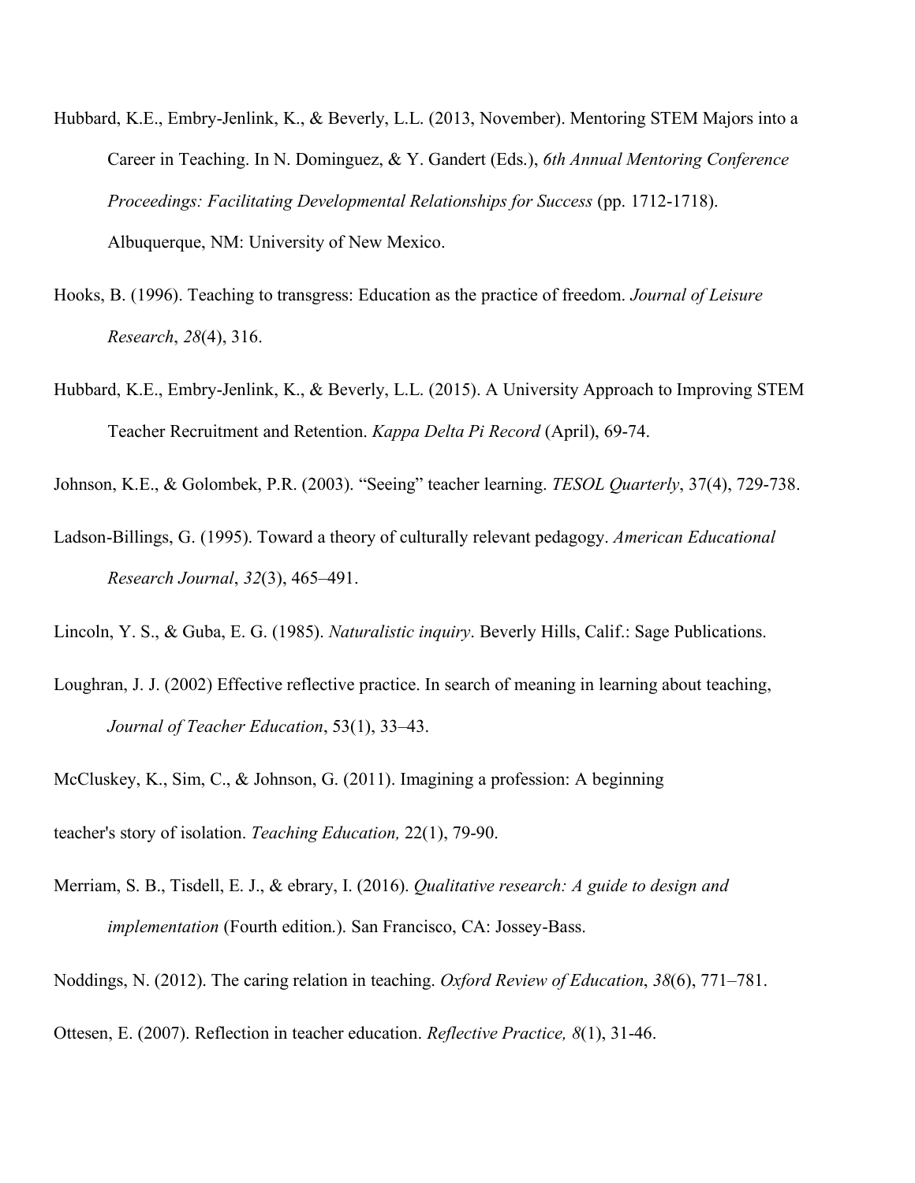Hubbard, K.E., Embry-Jenlink, K., & Beverly, L.L. (2013, November). Mentoring STEM Majors into a Career in Teaching. In N. Dominguez, & Y. Gandert (Eds.), *6th Annual Mentoring Conference Proceedings: Facilitating Developmental Relationships for Success* (pp. 1712-1718). Albuquerque, NM: University of New Mexico.

Hooks, B. (1996). Teaching to transgress: Education as the practice of freedom. *Journal of Leisure Research*, *28*(4), 316.

Hubbard, K.E., Embry-Jenlink, K., & Beverly, L.L. (2015). A University Approach to Improving STEM Teacher Recruitment and Retention. *Kappa Delta Pi Record* (April), 69-74.

Johnson, K.E., & Golombek, P.R. (2003). "Seeing" teacher learning. *TESOL Quarterly*, 37(4), 729-738.

Ladson-Billings, G. (1995). Toward a theory of culturally relevant pedagogy. *American Educational Research Journal*, *32*(3), 465–491.

Lincoln, Y. S., & Guba, E. G. (1985). *Naturalistic inquiry*. Beverly Hills, Calif.: Sage Publications.

Loughran, J. J. (2002) Effective reflective practice. In search of meaning in learning about teaching, *Journal of Teacher Education*, 53(1), 33–43.

McCluskey, K., Sim, C., & Johnson, G. (2011). Imagining a profession: A beginning teacher's story of isolation. *Teaching Education,* 22(1), 79-90.

Merriam, S. B., Tisdell, E. J., & ebrary, I. (2016). *Qualitative research: A guide to design and implementation* (Fourth edition.). San Francisco, CA: Jossey-Bass.

Noddings, N. (2012). The caring relation in teaching. *Oxford Review of Education*, *38*(6), 771–781.

Ottesen, E. (2007). Reflection in teacher education. *Reflective Practice, 8*(1), 31-46.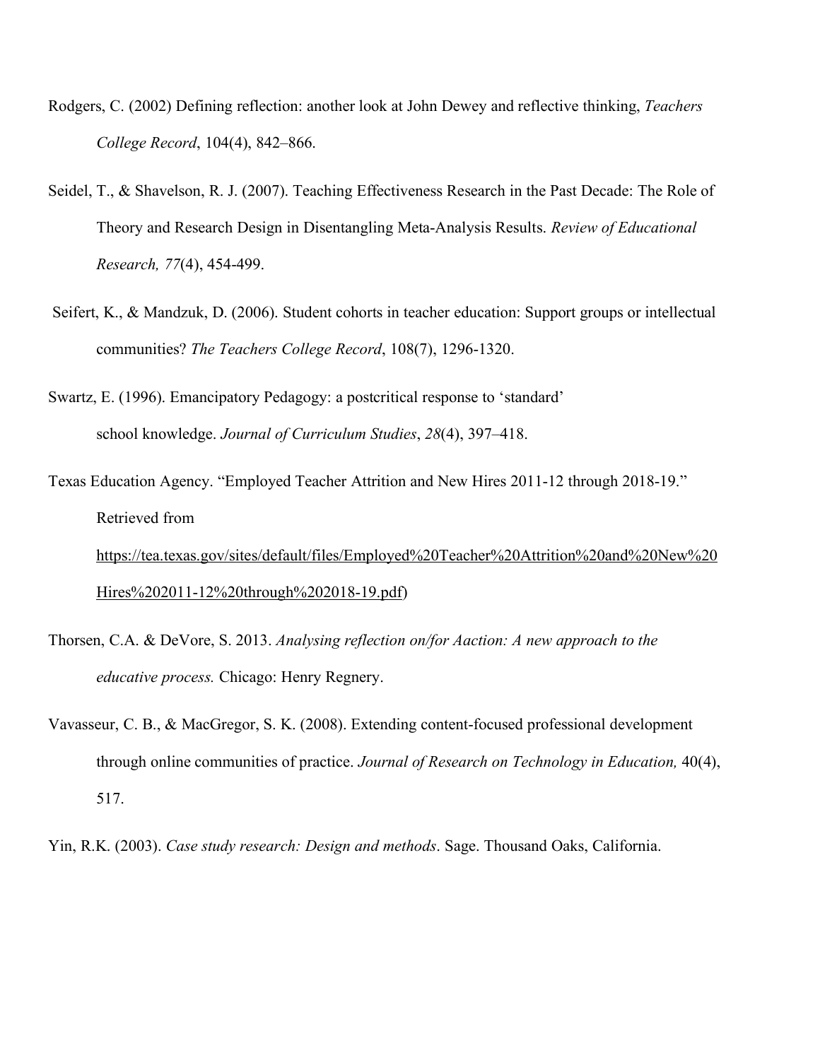Rodgers, C. (2002) Defining reflection: another look at John Dewey and reflective thinking, *Teachers College Record*, 104(4), 842–866.

Seidel, T., & Shavelson, R. J. (2007). Teaching Effectiveness Research in the Past Decade: The Role of Theory and Research Design in Disentangling Meta-Analysis Results. *Review of Educational Research, 77*(4), 454-499.

Seifert, K., & Mandzuk, D. (2006). Student cohorts in teacher education: Support groups or intellectual communities? *The Teachers College Record*, 108(7), 1296-1320.

Swartz, E. (1996). Emancipatory Pedagogy: a postcritical response to 'standard' school knowledge. *Journal of Curriculum Studies*, *28*(4), 397–418.

Texas Education Agency. "Employed Teacher Attrition and New Hires 2011-12 through 2018-19." Retrieved from https://tea.texas.gov/sites/default/files/Employed%20Teacher%20Attrition%20and%20New%20Hires%202011-12%20through%202018-19.pdf)

Thorsen, C.A. & DeVore, S. 2013. *Analysing reflection on/for Aaction: A new approach to the educative process.* Chicago: Henry Regnery.

Vavasseur, C. B., & MacGregor, S. K. (2008). Extending content-focused professional development through online communities of practice. *Journal of Research on Technology in Education,* 40(4), 517.

Yin, R.K. (2003). *Case study research: Design and methods*. Sage. Thousand Oaks, California.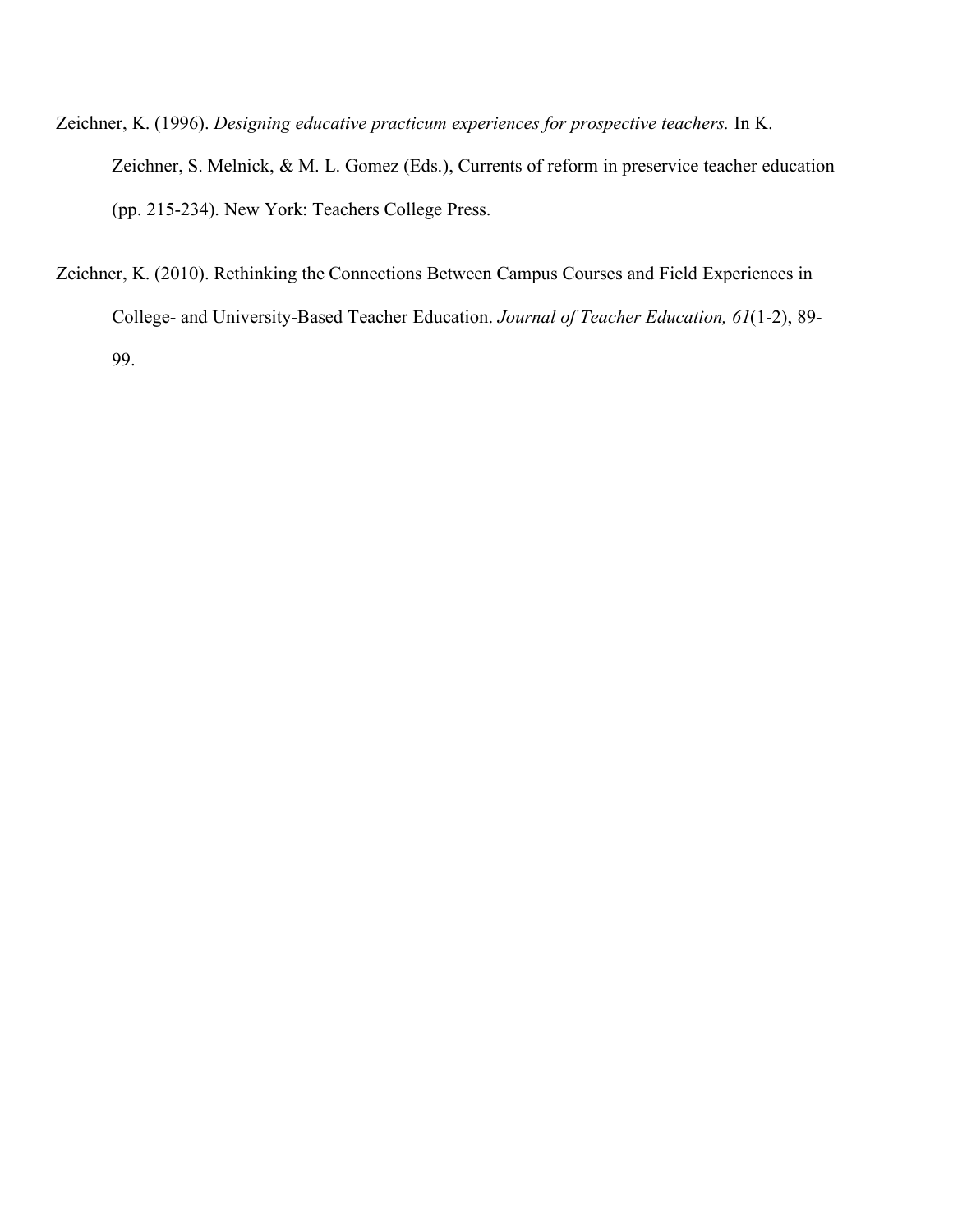Zeichner, K. (1996). *Designing educative practicum experiences for prospective teachers.* In K. Zeichner, S. Melnick, & M. L. Gomez (Eds.), Currents of reform in preservice teacher education (pp. 215-234). New York: Teachers College Press.

Zeichner, K. (2010). Rethinking the Connections Between Campus Courses and Field Experiences in College- and University-Based Teacher Education. *Journal of Teacher Education, 61*(1-2), 89-99.